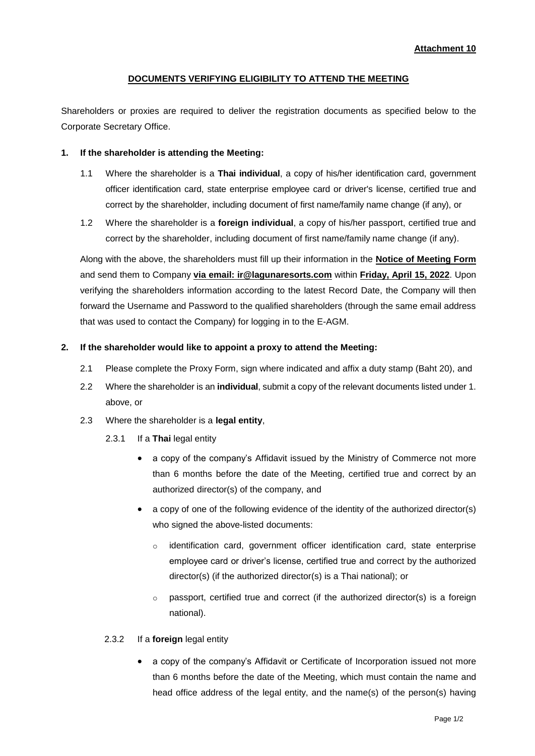**Attachment 10**

**DOCUMENTS VERIFYING ELIGIBILITY TO ATTEND THE MEETING**

Shareholders or proxies are required to deliver the registration documents as specified below to the Corporate Secretary Office.

**1. If the shareholder is attending the Meeting:**

1.1 Where the shareholder is a **Thai individual**, a copy of his/her identification card, government officer identification card, state enterprise employee card or driver's license, certified true and correct by the shareholder, including document of first name/family name change (if any), or

1.2 Where the shareholder is a **foreign individual**, a copy of his/her passport, certified true and correct by the shareholder, including document of first name/family name change (if any).

Along with the above, the shareholders must fill up their information in the **Notice of Meeting Form** and send them to Company **via email: ir@lagunaresorts.com** within **Friday, April 15, 2022**. Upon verifying the shareholders information according to the latest Record Date, the Company will then forward the Username and Password to the qualified shareholders (through the same email address that was used to contact the Company) for logging in to the E-AGM.

**2. If the shareholder would like to appoint a proxy to attend the Meeting:**

2.1 Please complete the Proxy Form, sign where indicated and affix a duty stamp (Baht 20), and

2.2 Where the shareholder is an **individual**, submit a copy of the relevant documents listed under 1. above, or

2.3 Where the shareholder is a **legal entity**,

2.3.1 If a **Thai** legal entity

- a copy of the company's Affidavit issued by the Ministry of Commerce not more than 6 months before the date of the Meeting, certified true and correct by an authorized director(s) of the company, and
- a copy of one of the following evidence of the identity of the authorized director(s) who signed the above-listed documents:
  - identification card, government officer identification card, state enterprise employee card or driver's license, certified true and correct by the authorized director(s) (if the authorized director(s) is a Thai national); or
  - passport, certified true and correct (if the authorized director(s) is a foreign national).

2.3.2 If a **foreign** legal entity

- a copy of the company's Affidavit or Certificate of Incorporation issued not more than 6 months before the date of the Meeting, which must contain the name and head office address of the legal entity, and the name(s) of the person(s) having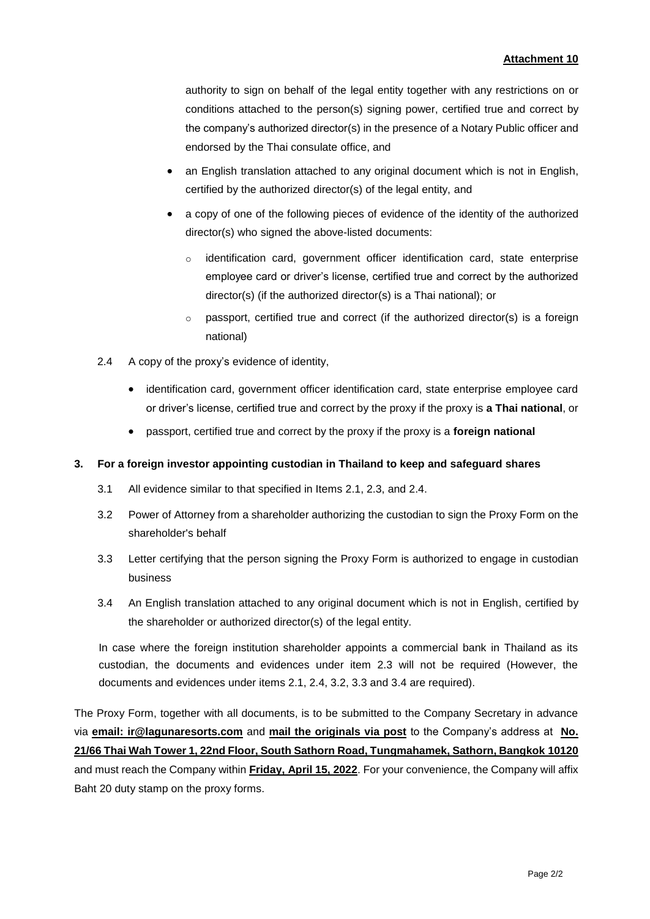**Attachment 10**

authority to sign on behalf of the legal entity together with any restrictions on or conditions attached to the person(s) signing power, certified true and correct by the company's authorized director(s) in the presence of a Notary Public officer and endorsed by the Thai consulate office, and

- an English translation attached to any original document which is not in English, certified by the authorized director(s) of the legal entity, and
- a copy of one of the following pieces of evidence of the identity of the authorized director(s) who signed the above-listed documents:
  - identification card, government officer identification card, state enterprise employee card or driver's license, certified true and correct by the authorized director(s) (if the authorized director(s) is a Thai national); or
  - passport, certified true and correct (if the authorized director(s) is a foreign national)

2.4 A copy of the proxy's evidence of identity,

- identification card, government officer identification card, state enterprise employee card or driver's license, certified true and correct by the proxy if the proxy is **a Thai national**, or
- passport, certified true and correct by the proxy if the proxy is a **foreign national**

**3. For a foreign investor appointing custodian in Thailand to keep and safeguard shares**

3.1 All evidence similar to that specified in Items 2.1, 2.3, and 2.4.

3.2 Power of Attorney from a shareholder authorizing the custodian to sign the Proxy Form on the shareholder's behalf

3.3 Letter certifying that the person signing the Proxy Form is authorized to engage in custodian business

3.4 An English translation attached to any original document which is not in English, certified by the shareholder or authorized director(s) of the legal entity.

In case where the foreign institution shareholder appoints a commercial bank in Thailand as its custodian, the documents and evidences under item 2.3 will not be required (However, the documents and evidences under items 2.1, 2.4, 3.2, 3.3 and 3.4 are required).

The Proxy Form, together with all documents, is to be submitted to the Company Secretary in advance via **email: ir@lagunaresorts.com** and **mail the originals via post** to the Company's address at **No. 21/66 Thai Wah Tower 1, 22nd Floor, South Sathorn Road, Tungmahamek, Sathorn, Bangkok 10120** and must reach the Company within **Friday, April 15, 2022**. For your convenience, the Company will affix Baht 20 duty stamp on the proxy forms.